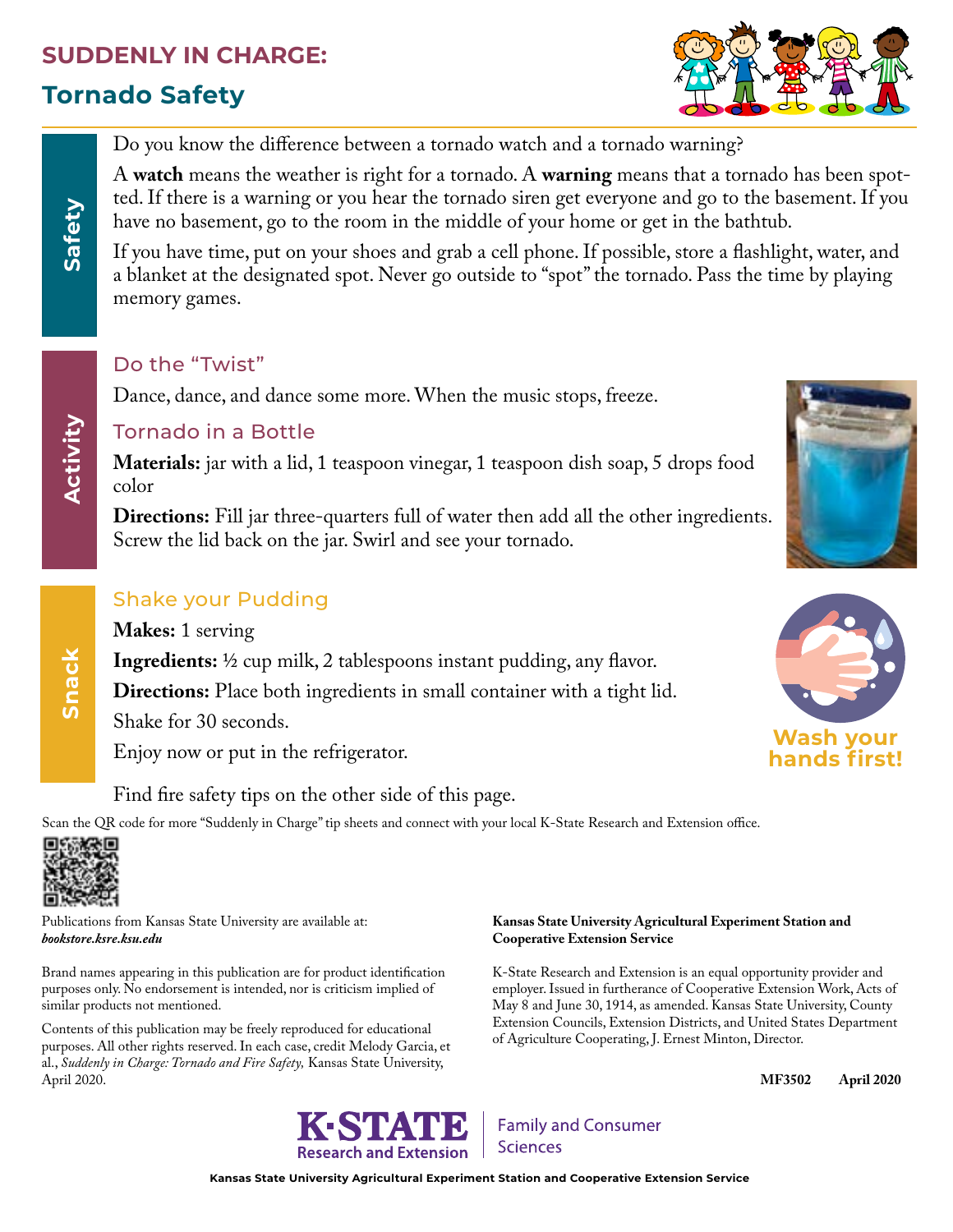# SUDDENLY IN CHARGE:

## Tornado Safety

### Safety

Do you know the difference between a tornado watch and a tornado warning?

A **watch** means the weather is right for a tornado. A **warning** means that a tornado has been spotted. If there is a warning or you hear the tornado siren get everyone and go to the basement. If you have no basement, go to the room in the middle of your home or get in the bathtub.

If you have time, put on your shoes and grab a cell phone. If possible, store a flashlight, water, and a blanket at the designated spot. Never go outside to "spot" the tornado. Pass the time by playing memory games.

### Activity

#### Do the "Twist"

Dance, dance, and dance some more. When the music stops, freeze.

#### Tornado in a Bottle

**Materials:** jar with a lid, 1 teaspoon vinegar, 1 teaspoon dish soap, 5 drops food color

**Directions:** Fill jar three-quarters full of water then add all the other ingredients. Screw the lid back on the jar. Swirl and see your tornado.

### Snack

#### Shake your Pudding

**Makes:** 1 serving

**Ingredients:** ½ cup milk, 2 tablespoons instant pudding, any flavor.

**Directions:** Place both ingredients in small container with a tight lid.

Shake for 30 seconds.

Enjoy now or put in the refrigerator.

**Wash your hands first!**

Find fire safety tips on the other side of this page.

Scan the QR code for more "Suddenly in Charge" tip sheets and connect with your local K-State Research and Extension office.

Publications from Kansas State University are available at: ***bookstore.ksre.ksu.edu***

Brand names appearing in this publication are for product identification purposes only. No endorsement is intended, nor is criticism implied of similar products not mentioned.

Contents of this publication may be freely reproduced for educational purposes. All other rights reserved. In each case, credit Melody Garcia, et al., *Suddenly in Charge: Tornado and Fire Safety,* Kansas State University, April 2020.

**Kansas State University Agricultural Experiment Station and Cooperative Extension Service**

K-State Research and Extension is an equal opportunity provider and employer. Issued in furtherance of Cooperative Extension Work, Acts of May 8 and June 30, 1914, as amended. Kansas State University, County Extension Councils, Extension Districts, and United States Department of Agriculture Cooperating, J. Ernest Minton, Director.

**MF3502 April 2020**

K-STATE Research and Extension | Family and Consumer Sciences

**Kansas State University Agricultural Experiment Station and Cooperative Extension Service**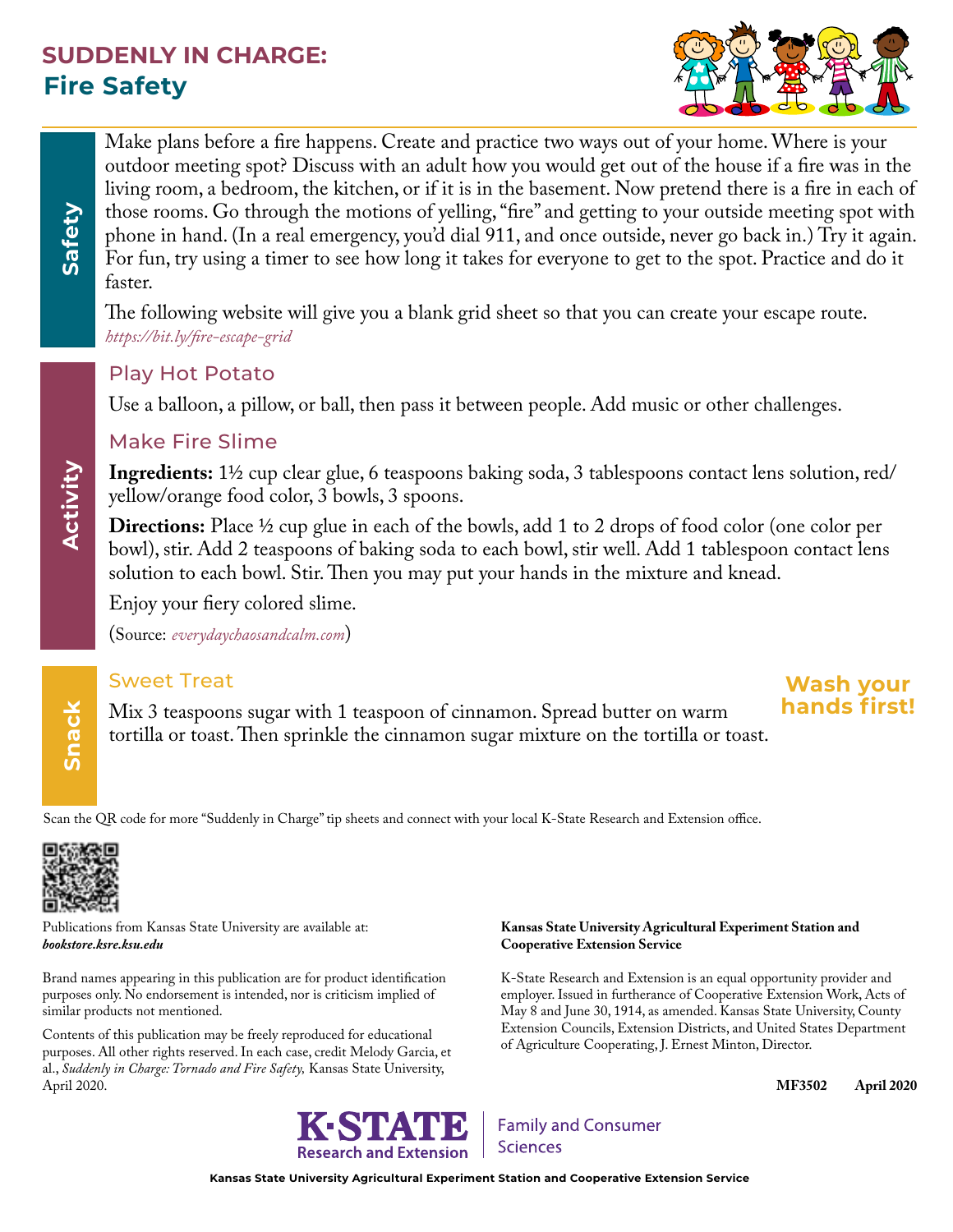# SUDDENLY IN CHARGE: Fire Safety

## Safety

Make plans before a fire happens. Create and practice two ways out of your home. Where is your outdoor meeting spot? Discuss with an adult how you would get out of the house if a fire was in the living room, a bedroom, the kitchen, or if it is in the basement. Now pretend there is a fire in each of those rooms. Go through the motions of yelling, "fire" and getting to your outside meeting spot with phone in hand. (In a real emergency, you'd dial 911, and once outside, never go back in.) Try it again. For fun, try using a timer to see how long it takes for everyone to get to the spot. Practice and do it faster.

The following website will give you a blank grid sheet so that you can create your escape route. *https://bit.ly/fire-escape-grid*

## Activity

### Play Hot Potato

Use a balloon, a pillow, or ball, then pass it between people. Add music or other challenges.

### Make Fire Slime

**Ingredients:** 1½ cup clear glue, 6 teaspoons baking soda, 3 tablespoons contact lens solution, red/yellow/orange food color, 3 bowls, 3 spoons.

**Directions:** Place ½ cup glue in each of the bowls, add 1 to 2 drops of food color (one color per bowl), stir. Add 2 teaspoons of baking soda to each bowl, stir well. Add 1 tablespoon contact lens solution to each bowl. Stir. Then you may put your hands in the mixture and knead.

Enjoy your fiery colored slime.

(Source: *everydaychaosandcalm.com*)

## Snack

### Sweet Treat

**Wash your hands first!**

Mix 3 teaspoons sugar with 1 teaspoon of cinnamon. Spread butter on warm tortilla or toast. Then sprinkle the cinnamon sugar mixture on the tortilla or toast.

---

Scan the QR code for more "Suddenly in Charge" tip sheets and connect with your local K-State Research and Extension office.

Publications from Kansas State University are available at: ***bookstore.ksre.ksu.edu***

Brand names appearing in this publication are for product identification purposes only. No endorsement is intended, nor is criticism implied of similar products not mentioned.

Contents of this publication may be freely reproduced for educational purposes. All other rights reserved. In each case, credit Melody Garcia, et al., *Suddenly in Charge: Tornado and Fire Safety,* Kansas State University, April 2020.

**Kansas State University Agricultural Experiment Station and Cooperative Extension Service**

K-State Research and Extension is an equal opportunity provider and employer. Issued in furtherance of Cooperative Extension Work, Acts of May 8 and June 30, 1914, as amended. Kansas State University, County Extension Councils, Extension Districts, and United States Department of Agriculture Cooperating, J. Ernest Minton, Director.

**MF3502 April 2020**

K-STATE Research and Extension | Family and Consumer Sciences

**Kansas State University Agricultural Experiment Station and Cooperative Extension Service**